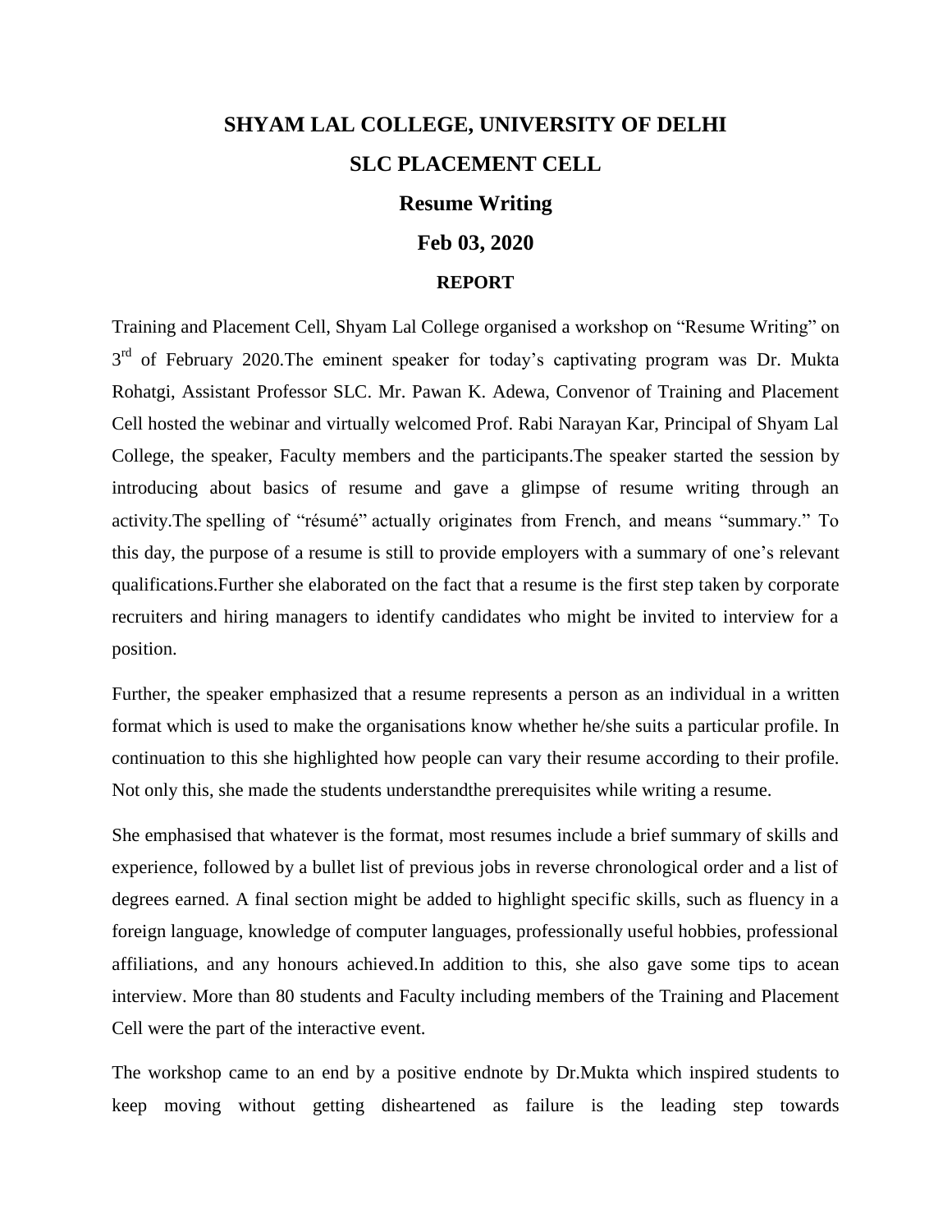# SHYAM LAL COLLEGE, UNIVERSITY OF DELHI

## SLC PLACEMENT CELL

## Resume Writing

## Feb 03, 2020

### REPORT

Training and Placement Cell, Shyam Lal College organised a workshop on "Resume Writing" on 3rd of February 2020.The eminent speaker for today's captivating program was Dr. Mukta Rohatgi, Assistant Professor SLC. Mr. Pawan K. Adewa, Convenor of Training and Placement Cell hosted the webinar and virtually welcomed Prof. Rabi Narayan Kar, Principal of Shyam Lal College, the speaker, Faculty members and the participants.The speaker started the session by introducing about basics of resume and gave a glimpse of resume writing through an activity.The spelling of "résumé" actually originates from French, and means "summary." To this day, the purpose of a resume is still to provide employers with a summary of one's relevant qualifications.Further she elaborated on the fact that a resume is the first step taken by corporate recruiters and hiring managers to identify candidates who might be invited to interview for a position.

Further, the speaker emphasized that a resume represents a person as an individual in a written format which is used to make the organisations know whether he/she suits a particular profile. In continuation to this she highlighted how people can vary their resume according to their profile. Not only this, she made the students understandthe prerequisites while writing a resume.

She emphasised that whatever is the format, most resumes include a brief summary of skills and experience, followed by a bullet list of previous jobs in reverse chronological order and a list of degrees earned. A final section might be added to highlight specific skills, such as fluency in a foreign language, knowledge of computer languages, professionally useful hobbies, professional affiliations, and any honours achieved.In addition to this, she also gave some tips to acean interview. More than 80 students and Faculty including members of the Training and Placement Cell were the part of the interactive event.

The workshop came to an end by a positive endnote by Dr.Mukta which inspired students to keep moving without getting disheartened as failure is the leading step towards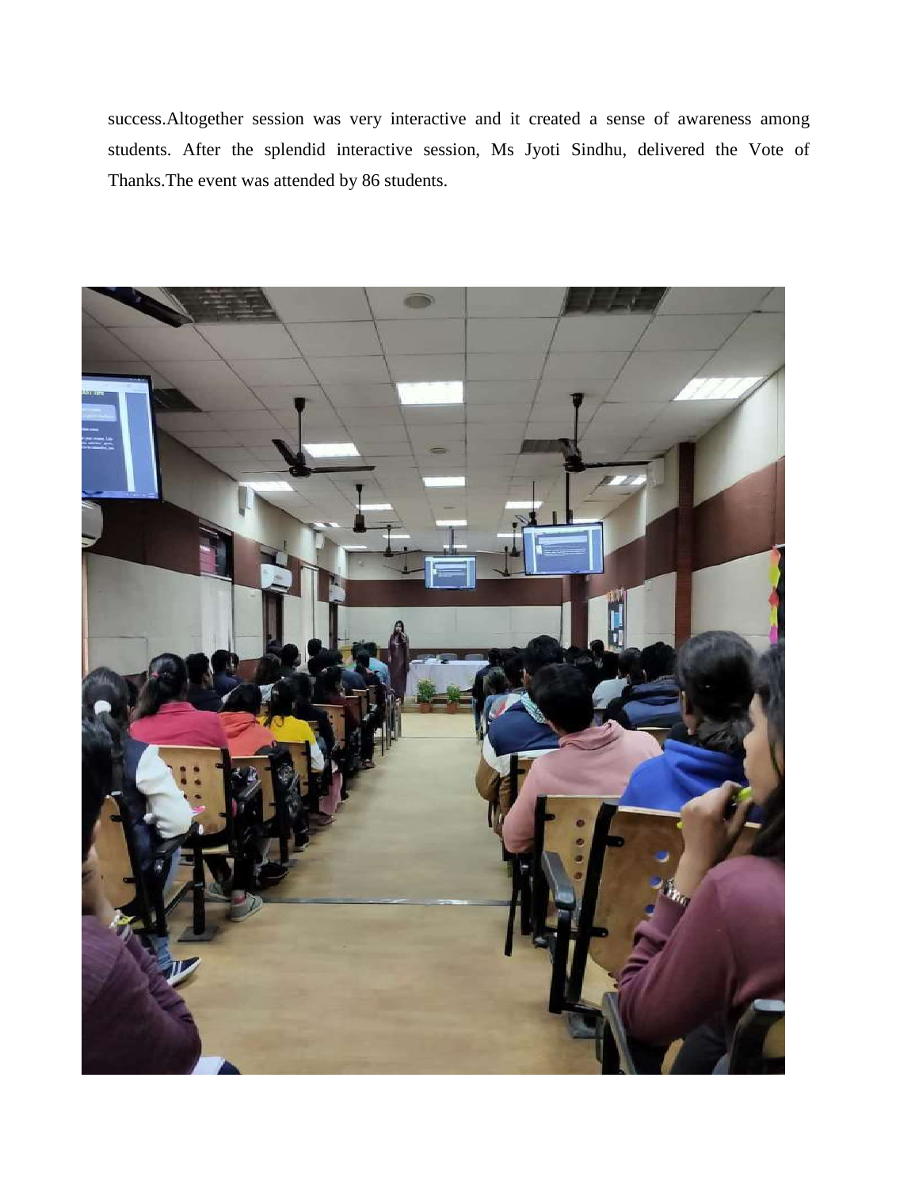success.Altogether session was very interactive and it created a sense of awareness among students. After the splendid interactive session, Ms Jyoti Sindhu, delivered the Vote of Thanks.The event was attended by 86 students.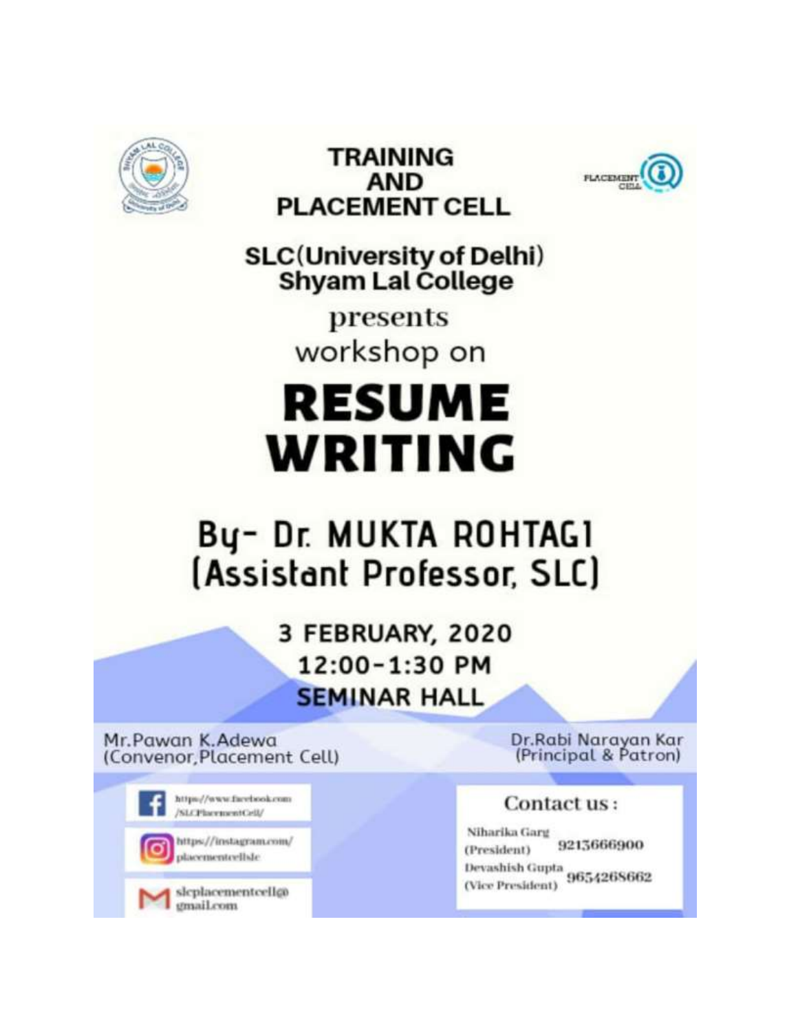# TRAINING AND PLACEMENT CELL

## SLC(University of Delhi)
## Shyam Lal College

presents

workshop on

# RESUME WRITING

## By- Dr. MUKTA ROHTAGI
## (Assistant Professor, SLC)

**3 FEBRUARY, 2020**

**12:00-1:30 PM**

**SEMINAR HALL**

Mr.Pawan K.Adewa
(Convenor,Placement Cell)

Dr.Rabi Narayan Kar
(Principal & Patron)

https://www.facebook.com/SLCPlacementCell/

https://instagram.com/placementcellslc

slcplacementcell@gmail.com

**Contact us:**

Niharika Garg (President) 9213666900

Devashish Gupta (Vice President) 9654268662